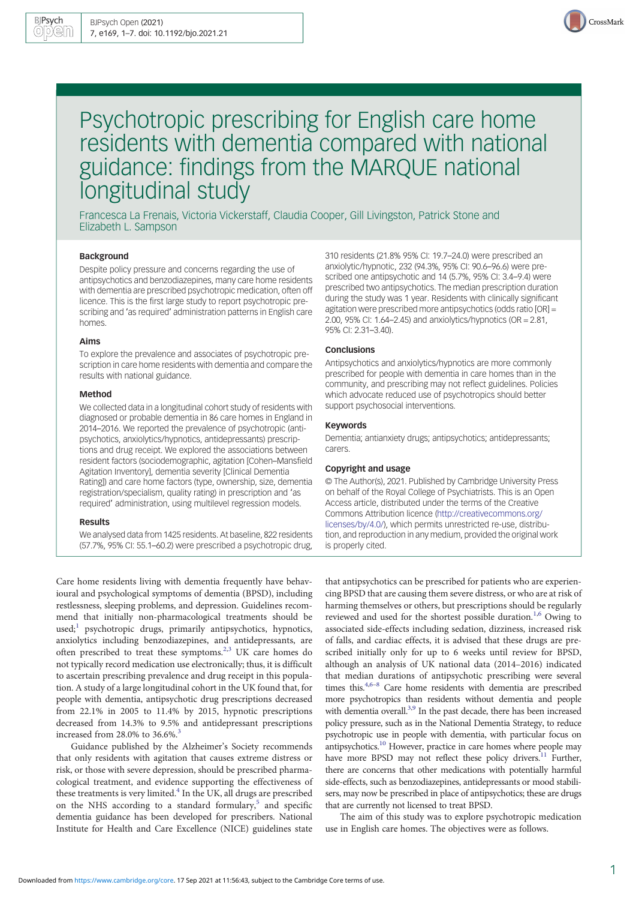# Psychotropic prescribing for English care home residents with dementia compared with national guidance: findings from the MARQUE national longitudinal study

Francesca La Frenais, Victoria Vickerstaff, Claudia Cooper, Gill Livingston, Patrick Stone and Elizabeth L. Sampson

### Background

Despite policy pressure and concerns regarding the use of antipsychotics and benzodiazepines, many care home residents with dementia are prescribed psychotropic medication, often off licence. This is the first large study to report psychotropic prescribing and 'as required' administration patterns in English care homes.

### Aims

To explore the prevalence and associates of psychotropic prescription in care home residents with dementia and compare the results with national guidance.

### Method

We collected data in a longitudinal cohort study of residents with diagnosed or probable dementia in 86 care homes in England in 2014–2016. We reported the prevalence of psychotropic (antipsychotics, anxiolytics/hypnotics, antidepressants) prescriptions and drug receipt. We explored the associations between resident factors (sociodemographic, agitation [Cohen–Mansfield Agitation Inventory], dementia severity [Clinical Dementia Rating]) and care home factors (type, ownership, size, dementia registration/specialism, quality rating) in prescription and 'as required' administration, using multilevel regression models.

### Results

We analysed data from 1425 residents. At baseline, 822 residents (57.7%, 95% CI: 55.1–60.2) were prescribed a psychotropic drug, 310 residents (21.8% 95% CI: 19.7–24.0) were prescribed an anxiolytic/hypnotic, 232 (94.3%, 95% CI: 90.6–96.6) were prescribed one antipsychotic and 14 (5.7%, 95% CI: 3.4–9.4) were prescribed two antipsychotics. The median prescription duration during the study was 1 year. Residents with clinically significant agitation were prescribed more antipsychotics (odds ratio [OR] = 2.00, 95% CI: 1.64–2.45) and anxiolytics/hypnotics (OR = 2.81, 95% CI: 2.31–3.40).

### Conclusions

Antipsychotics and anxiolytics/hypnotics are more commonly prescribed for people with dementia in care homes than in the community, and prescribing may not reflect guidelines. Policies which advocate reduced use of psychotropics should better support psychosocial interventions.

### Keywords

Dementia; antianxiety drugs; antipsychotics; antidepressants; carers.

### Copyright and usage

© The Author(s), 2021. Published by Cambridge University Press on behalf of the Royal College of Psychiatrists. This is an Open Access article, distributed under the terms of the Creative Commons Attribution licence (http://creativecommons.org/licenses/by/4.0/), which permits unrestricted re-use, distribution, and reproduction in any medium, provided the original work is properly cited.

Care home residents living with dementia frequently have behavioural and psychological symptoms of dementia (BPSD), including restlessness, sleeping problems, and depression. Guidelines recommend that initially non-pharmacological treatments should be used;[1] psychotropic drugs, primarily antipsychotics, hypnotics, anxiolytics including benzodiazepines, and antidepressants, are often prescribed to treat these symptoms.[2,3] UK care homes do not typically record medication use electronically; thus, it is difficult to ascertain prescribing prevalence and drug receipt in this population. A study of a large longitudinal cohort in the UK found that, for people with dementia, antipsychotic drug prescriptions decreased from 22.1% in 2005 to 11.4% by 2015, hypnotic prescriptions decreased from 14.3% to 9.5% and antidepressant prescriptions increased from 28.0% to 36.6%.[3]

Guidance published by the Alzheimer's Society recommends that only residents with agitation that causes extreme distress or risk, or those with severe depression, should be prescribed pharmacological treatment, and evidence supporting the effectiveness of these treatments is very limited.[4] In the UK, all drugs are prescribed on the NHS according to a standard formulary,[5] and specific dementia guidance has been developed for prescribers. National Institute for Health and Care Excellence (NICE) guidelines state that antipsychotics can be prescribed for patients who are experiencing BPSD that are causing them severe distress, or who are at risk of harming themselves or others, but prescriptions should be regularly reviewed and used for the shortest possible duration.[1,6] Owing to associated side-effects including sedation, dizziness, increased risk of falls, and cardiac effects, it is advised that these drugs are prescribed initially only for up to 6 weeks until review for BPSD, although an analysis of UK national data (2014–2016) indicated that median durations of antipsychotic prescribing were several times this.[4,6–8] Care home residents with dementia are prescribed more psychotropics than residents without dementia and people with dementia overall.[3,9] In the past decade, there has been increased policy pressure, such as in the National Dementia Strategy, to reduce psychotropic use in people with dementia, with particular focus on antipsychotics.[10] However, practice in care homes where people may have more BPSD may not reflect these policy drivers.[11] Further, there are concerns that other medications with potentially harmful side-effects, such as benzodiazepines, antidepressants or mood stabilisers, may now be prescribed in place of antipsychotics; these are drugs that are currently not licensed to treat BPSD.

The aim of this study was to explore psychotropic medication use in English care homes. The objectives were as follows.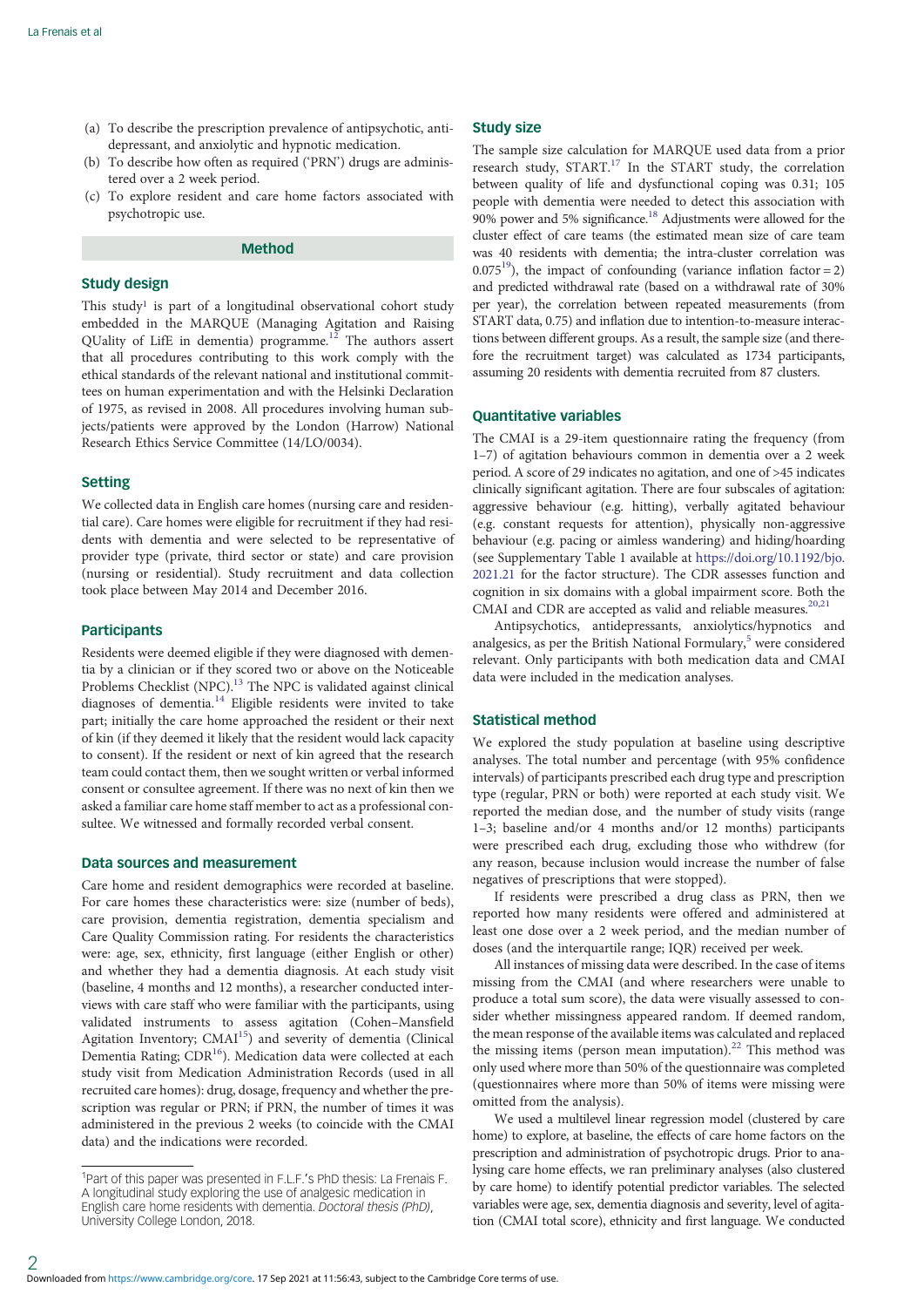(a) To describe the prescription prevalence of antipsychotic, antidepressant, and anxiolytic and hypnotic medication.
(b) To describe how often as required ('PRN') drugs are administered over a 2 week period.
(c) To explore resident and care home factors associated with psychotropic use.

## Method

### Study design

This study[1] is part of a longitudinal observational cohort study embedded in the MARQUE (Managing Agitation and Raising QUality of LifE in dementia) programme.[12] The authors assert that all procedures contributing to this work comply with the ethical standards of the relevant national and institutional committees on human experimentation and with the Helsinki Declaration of 1975, as revised in 2008. All procedures involving human subjects/patients were approved by the London (Harrow) National Research Ethics Service Committee (14/LO/0034).

### Setting

We collected data in English care homes (nursing care and residential care). Care homes were eligible for recruitment if they had residents with dementia and were selected to be representative of provider type (private, third sector or state) and care provision (nursing or residential). Study recruitment and data collection took place between May 2014 and December 2016.

### Participants

Residents were deemed eligible if they were diagnosed with dementia by a clinician or if they scored two or above on the Noticeable Problems Checklist (NPC).[13] The NPC is validated against clinical diagnoses of dementia.[14] Eligible residents were invited to take part; initially the care home approached the resident or their next of kin (if they deemed it likely that the resident would lack capacity to consent). If the resident or next of kin agreed that the research team could contact them, then we sought written or verbal informed consent or consultee agreement. If there was no next of kin then we asked a familiar care home staff member to act as a professional consultee. We witnessed and formally recorded verbal consent.

### Data sources and measurement

Care home and resident demographics were recorded at baseline. For care homes these characteristics were: size (number of beds), care provision, dementia registration, dementia specialism and Care Quality Commission rating. For residents the characteristics were: age, sex, ethnicity, first language (either English or other) and whether they had a dementia diagnosis. At each study visit (baseline, 4 months and 12 months), a researcher conducted interviews with care staff who were familiar with the participants, using validated instruments to assess agitation (Cohen–Mansfield Agitation Inventory; CMAI[15]) and severity of dementia (Clinical Dementia Rating; CDR[16]). Medication data were collected at each study visit from Medication Administration Records (used in all recruited care homes): drug, dosage, frequency and whether the prescription was regular or PRN; if PRN, the number of times it was administered in the previous 2 weeks (to coincide with the CMAI data) and the indications were recorded.

[1]Part of this paper was presented in F.L.F.'s PhD thesis: La Frenais F. A longitudinal study exploring the use of analgesic medication in English care home residents with dementia. *Doctoral thesis (PhD)*, University College London, 2018.

### Study size

The sample size calculation for MARQUE used data from a prior research study, START.[17] In the START study, the correlation between quality of life and dysfunctional coping was 0.31; 105 people with dementia were needed to detect this association with 90% power and 5% significance.[18] Adjustments were allowed for the cluster effect of care teams (the estimated mean size of care team was 40 residents with dementia; the intra-cluster correlation was 0.075[19]), the impact of confounding (variance inflation factor = 2) and predicted withdrawal rate (based on a withdrawal rate of 30% per year), the correlation between repeated measurements (from START data, 0.75) and inflation due to intention-to-measure interactions between different groups. As a result, the sample size (and therefore the recruitment target) was calculated as 1734 participants, assuming 20 residents with dementia recruited from 87 clusters.

### Quantitative variables

The CMAI is a 29-item questionnaire rating the frequency (from 1–7) of agitation behaviours common in dementia over a 2 week period. A score of 29 indicates no agitation, and one of >45 indicates clinically significant agitation. There are four subscales of agitation: aggressive behaviour (e.g. hitting), verbally agitated behaviour (e.g. constant requests for attention), physically non-aggressive behaviour (e.g. pacing or aimless wandering) and hiding/hoarding (see Supplementary Table 1 available at https://doi.org/10.1192/bjo.2021.21 for the factor structure). The CDR assesses function and cognition in six domains with a global impairment score. Both the CMAI and CDR are accepted as valid and reliable measures.[20,21]

Antipsychotics, antidepressants, anxiolytics/hypnotics and analgesics, as per the British National Formulary,[5] were considered relevant. Only participants with both medication data and CMAI data were included in the medication analyses.

### Statistical method

We explored the study population at baseline using descriptive analyses. The total number and percentage (with 95% confidence intervals) of participants prescribed each drug type and prescription type (regular, PRN or both) were reported at each study visit. We reported the median dose, and the number of study visits (range 1–3; baseline and/or 4 months and/or 12 months) participants were prescribed each drug, excluding those who withdrew (for any reason, because inclusion would increase the number of false negatives of prescriptions that were stopped).

If residents were prescribed a drug class as PRN, then we reported how many residents were offered and administered at least one dose over a 2 week period, and the median number of doses (and the interquartile range; IQR) received per week.

All instances of missing data were described. In the case of items missing from the CMAI (and where researchers were unable to produce a total sum score), the data were visually assessed to consider whether missingness appeared random. If deemed random, the mean response of the available items was calculated and replaced the missing items (person mean imputation).[22] This method was only used where more than 50% of the questionnaire was completed (questionnaires where more than 50% of items were missing were omitted from the analysis).

We used a multilevel linear regression model (clustered by care home) to explore, at baseline, the effects of care home factors on the prescription and administration of psychotropic drugs. Prior to analysing care home effects, we ran preliminary analyses (also clustered by care home) to identify potential predictor variables. The selected variables were age, sex, dementia diagnosis and severity, level of agitation (CMAI total score), ethnicity and first language. We conducted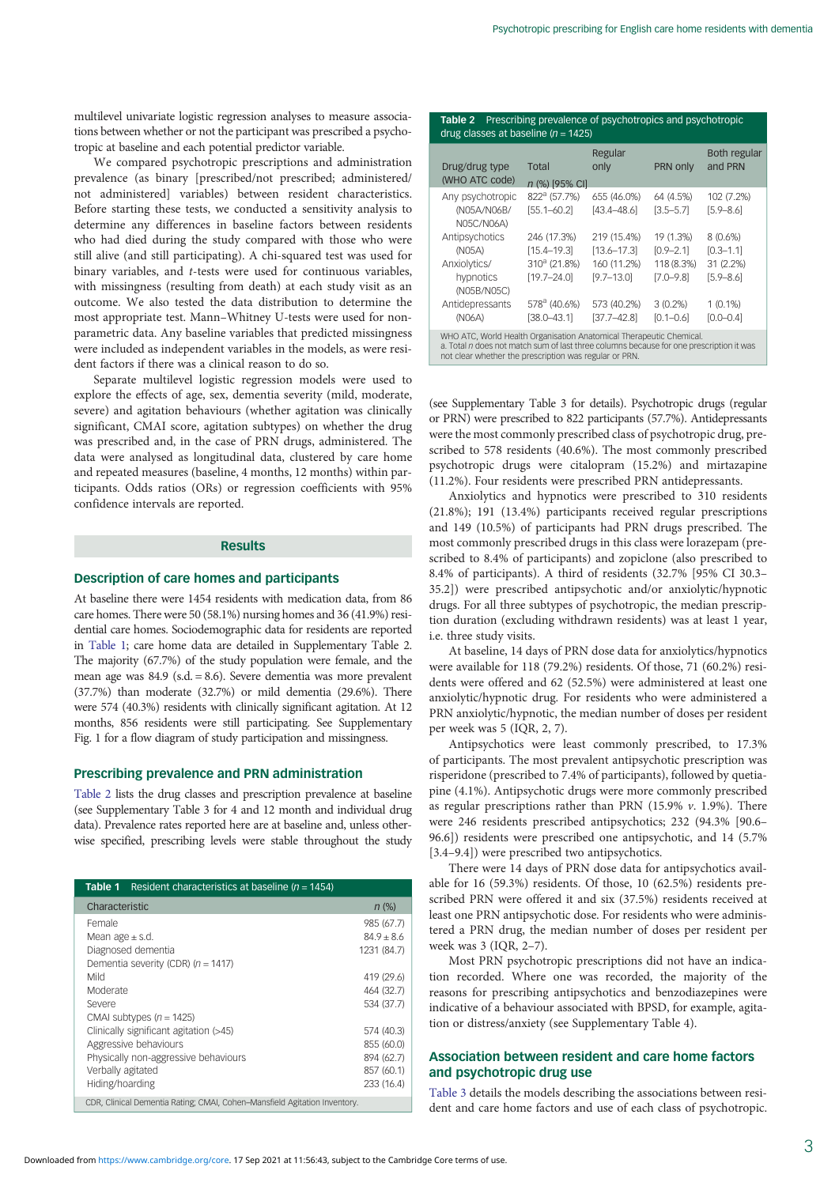multilevel univariate logistic regression analyses to measure associations between whether or not the participant was prescribed a psychotropic at baseline and each potential predictor variable.

We compared psychotropic prescriptions and administration prevalence (as binary [prescribed/not prescribed; administered/not administered] variables) between resident characteristics. Before starting these tests, we conducted a sensitivity analysis to determine any differences in baseline factors between residents who had died during the study compared with those who were still alive (and still participating). A chi-squared test was used for binary variables, and *t*-tests were used for continuous variables, with missingness (resulting from death) at each study visit as an outcome. We also tested the data distribution to determine the most appropriate test. Mann–Whitney U-tests were used for non-parametric data. Any baseline variables that predicted missingness were included as independent variables in the models, as were resident factors if there was a clinical reason to do so.

Separate multilevel logistic regression models were used to explore the effects of age, sex, dementia severity (mild, moderate, severe) and agitation behaviours (whether agitation was clinically significant, CMAI score, agitation subtypes) on whether the drug was prescribed and, in the case of PRN drugs, administered. The data were analysed as longitudinal data, clustered by care home and repeated measures (baseline, 4 months, 12 months) within participants. Odds ratios (ORs) or regression coefficients with 95% confidence intervals are reported.

## Results

### Description of care homes and participants

At baseline there were 1454 residents with medication data, from 86 care homes. There were 50 (58.1%) nursing homes and 36 (41.9%) residential care homes. Sociodemographic data for residents are reported in Table 1; care home data are detailed in Supplementary Table 2. The majority (67.7%) of the study population were female, and the mean age was 84.9 (s.d. = 8.6). Severe dementia was more prevalent (37.7%) than moderate (32.7%) or mild dementia (29.6%). There were 574 (40.3%) residents with clinically significant agitation. At 12 months, 856 residents were still participating. See Supplementary Fig. 1 for a flow diagram of study participation and missingness.

### Prescribing prevalence and PRN administration

Table 2 lists the drug classes and prescription prevalence at baseline (see Supplementary Table 3 for 4 and 12 month and individual drug data). Prevalence rates reported here are at baseline and, unless otherwise specified, prescribing levels were stable throughout the study

**Table 1** Resident characteristics at baseline ($n = 1454$)

| Characteristic | *n* (%) |
|---|---|
| Female | 985 (67.7) |
| Mean age ± s.d. | 84.9 ± 8.6 |
| Diagnosed dementia | 1231 (84.7) |
| Dementia severity (CDR) ($n = 1417$) | |
| Mild | 419 (29.6) |
| Moderate | 464 (32.7) |
| Severe | 534 (37.7) |
| CMAI subtypes ($n = 1425$) | |
| Clinically significant agitation (>45) | 574 (40.3) |
| Aggressive behaviours | 855 (60.0) |
| Physically non-aggressive behaviours | 894 (62.7) |
| Verbally agitated | 857 (60.1) |
| Hiding/hoarding | 233 (16.4) |

CDR, Clinical Dementia Rating; CMAI, Cohen–Mansfield Agitation Inventory.

**Table 2** Prescribing prevalence of psychotropics and psychotropic drug classes at baseline ($n = 1425$)

| Drug/drug type (WHO ATC code) | Total *n* (%) [95% CI] | Regular only | PRN only | Both regular and PRN |
|---|---|---|---|---|
| Any psychotropic (N05A/N06B/N05C/N06A) | 822[a] (57.7%) [55.1–60.2] | 655 (46.0%) [43.4–48.6] | 64 (4.5%) [3.5–5.7] | 102 (7.2%) [5.9–8.6] |
| Antipsychotics (N05A) | 246 (17.3%) [15.4–19.3] | 219 (15.4%) [13.6–17.3] | 19 (1.3%) [0.9–2.1] | 8 (0.6%) [0.3–1.1] |
| Anxiolytics/hypnotics (N05B/N05C) | 310[a] (21.8%) [19.7–24.0] | 160 (11.2%) [9.7–13.0] | 118 (8.3%) [7.0–9.8] | 31 (2.2%) [5.9–8.6] |
| Antidepressants (N06A) | 578[a] (40.6%) [38.0–43.1] | 573 (40.2%) [37.7–42.8] | 3 (0.2%) [0.1–0.6] | 1 (0.1%) [0.0–0.4] |

WHO ATC, World Health Organisation Anatomical Therapeutic Chemical.
a. Total *n* does not match sum of last three columns because for one prescription it was not clear whether the prescription was regular or PRN.

(see Supplementary Table 3 for details). Psychotropic drugs (regular or PRN) were prescribed to 822 participants (57.7%). Antidepressants were the most commonly prescribed class of psychotropic drug, prescribed to 578 residents (40.6%). The most commonly prescribed psychotropic drugs were citalopram (15.2%) and mirtazapine (11.2%). Four residents were prescribed PRN antidepressants.

Anxiolytics and hypnotics were prescribed to 310 residents (21.8%); 191 (13.4%) participants received regular prescriptions and 149 (10.5%) of participants had PRN drugs prescribed. The most commonly prescribed drugs in this class were lorazepam (prescribed to 8.4% of participants) and zopiclone (also prescribed to 8.4% of participants). A third of residents (32.7% [95% CI 30.3–35.2]) were prescribed antipsychotic and/or anxiolytic/hypnotic drugs. For all three subtypes of psychotropic, the median prescription duration (excluding withdrawn residents) was at least 1 year, i.e. three study visits.

At baseline, 14 days of PRN dose data for anxiolytics/hypnotics were available for 118 (79.2%) residents. Of those, 71 (60.2%) residents were offered and 62 (52.5%) were administered at least one anxiolytic/hypnotic drug. For residents who were administered a PRN anxiolytic/hypnotic, the median number of doses per resident per week was 5 (IQR, 2, 7).

Antipsychotics were least commonly prescribed, to 17.3% of participants. The most prevalent antipsychotic prescription was risperidone (prescribed to 7.4% of participants), followed by quetiapine (4.1%). Antipsychotic drugs were more commonly prescribed as regular prescriptions rather than PRN (15.9% *v.* 1.9%). There were 246 residents prescribed antipsychotics; 232 (94.3% [90.6–96.6]) residents were prescribed one antipsychotic, and 14 (5.7% [3.4–9.4]) were prescribed two antipsychotics.

There were 14 days of PRN dose data for antipsychotics available for 16 (59.3%) residents. Of those, 10 (62.5%) residents prescribed PRN were offered it and six (37.5%) residents received at least one PRN antipsychotic dose. For residents who were administered a PRN drug, the median number of doses per resident per week was 3 (IQR, 2–7).

Most PRN psychotropic prescriptions did not have an indication recorded. Where one was recorded, the majority of the reasons for prescribing antipsychotics and benzodiazepines were indicative of a behaviour associated with BPSD, for example, agitation or distress/anxiety (see Supplementary Table 4).

### Association between resident and care home factors and psychotropic drug use

Table 3 details the models describing the associations between resident and care home factors and use of each class of psychotropic.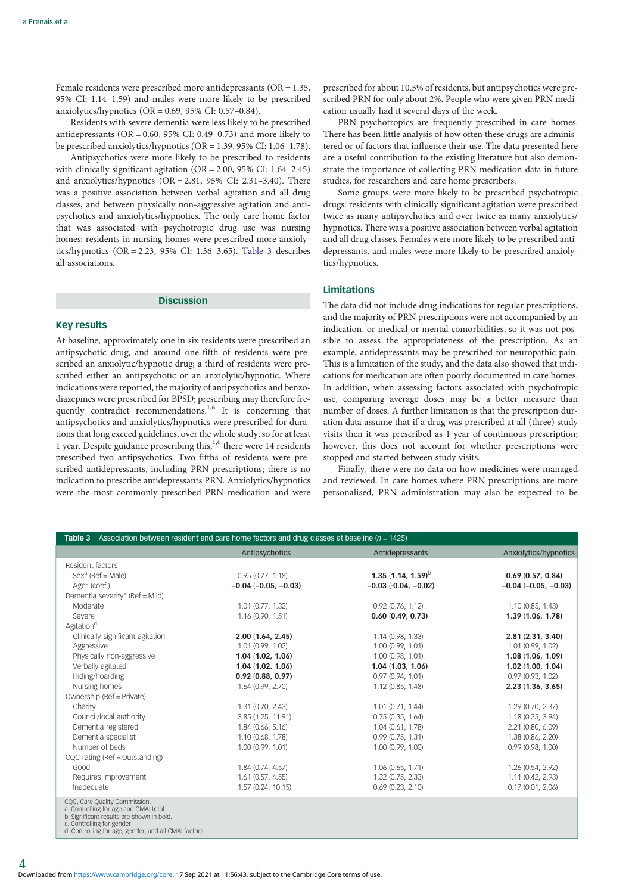Female residents were prescribed more antidepressants (OR = 1.35, 95% CI: 1.14–1.59) and males were more likely to be prescribed anxiolytics/hypnotics (OR = 0.69, 95% CI: 0.57–0.84).

Residents with severe dementia were less likely to be prescribed antidepressants (OR = 0.60, 95% CI: 0.49–0.73) and more likely to be prescribed anxiolytics/hypnotics (OR = 1.39, 95% CI: 1.06–1.78).

Antipsychotics were more likely to be prescribed to residents with clinically significant agitation (OR = 2.00, 95% CI: 1.64–2.45) and anxiolytics/hypnotics (OR = 2.81, 95% CI: 2.31–3.40). There was a positive association between verbal agitation and all drug classes, and between physically non-aggressive agitation and antipsychotics and anxiolytics/hypnotics. The only care home factor that was associated with psychotropic drug use was nursing homes: residents in nursing homes were prescribed more anxiolytics/hypnotics (OR = 2.23, 95% CI: 1.36–3.65). Table 3 describes all associations.

| | Antipsychotics | Antidepressants | Anxiolytics/hypnotics |
|---|---|---|---|
| Resident factors | | | |
| Sex[a] (Ref = Male) | 0.95 (0.77, 1.18) | **1.35 (1.14, 1.59)**[b] | **0.69 (0.57, 0.84)** |
| Age[c] (coef.) | **−0.04 (−0.05, −0.03)** | **−0.03 (-0.04, −0.02)** | **−0.04 (−0.05, −0.03)** |
| Dementia severity[a] (Ref = Mild) | | | |
| Moderate | 1.01 (0.77, 1.32) | 0.92 (0.76, 1.12) | 1.10 (0.85, 1.43) |
| Severe | 1.16 (0.90, 1.51) | **0.60 (0.49, 0.73)** | **1.39 (1.06, 1.78)** |
| Agitation[d] | | | |
| Clinically significant agitation | **2.00 (1.64, 2.45)** | 1.14 (0.98, 1.33) | **2.81 (2.31, 3.40)** |
| Aggressive | 1.01 (0.99, 1.02) | 1.00 (0.99, 1.01) | 1.01 (0.99, 1.02) |
| Physically non-aggressive | **1.04 (1.02, 1.06)** | 1.00 (0.98, 1.01) | **1.08 (1.06, 1.09)** |
| Verbally agitated | **1.04 (1.02. 1.06)** | **1.04 (1.03, 1.06)** | **1.02 (1.00, 1.04)** |
| Hiding/hoarding | **0.92 (0.88, 0.97)** | 0.97 (0.94, 1.01) | 0.97 (0.93, 1.02) |
| Nursing homes | 1.64 (0.99, 2.70) | 1.12 (0.85, 1.48) | **2.23 (1.36, 3.65)** |
| Ownership (Ref = Private) | | | |
| Charity | 1.31 (0.70, 2.43) | 1.01 (0.71, 1.44) | 1.29 (0.70, 2.37) |
| Council/local authority | 3.85 (1.25, 11.91) | 0.75 (0.35, 1.64) | 1.18 (0.35, 3.94) |
| Dementia registered | 1.84 (0.66, 5.16) | 1.04 (0.61, 1.78) | 2.21 (0.80, 6.09) |
| Dementia specialist | 1.10 (0.68, 1.78) | 0.99 (0.75, 1.31) | 1.38 (0.86, 2.20) |
| Number of beds | 1.00 (0.99, 1.01) | 1.00 (0.99, 1.00) | 0.99 (0.98, 1.00) |
| CQC rating (Ref = Outstanding) | | | |
| Good | 1.84 (0.74, 4.57) | 1.06 (0.65, 1.71) | 1.26 (0.54, 2.92) |
| Requires improvement | 1.61 (0.57, 4.55) | 1.32 (0.75, 2.33) | 1.11 (0.42, 2.93) |
| Inadequate | 1.57 (0.24, 10.15) | 0.69 (0.23, 2.10) | 0.17 (0.01, 2.06) |

Table 3 Association between resident and care home factors and drug classes at baseline (n = 1425)

CQC, Care Quality Commission.
a. Controlling for age and CMAI total.
b. Significant results are shown in bold.
c. Controlling for gender.
d. Controlling for age, gender, and all CMAI factors.

## Discussion

### Key results

At baseline, approximately one in six residents were prescribed an antipsychotic drug, and around one-fifth of residents were prescribed an anxiolytic/hypnotic drug; a third of residents were prescribed either an antipsychotic or an anxiolytic/hypnotic. Where indications were reported, the majority of antipsychotics and benzodiazepines were prescribed for BPSD; prescribing may therefore frequently contradict recommendations.[1,6] It is concerning that antipsychotics and anxiolytics/hypnotics were prescribed for durations that long exceed guidelines, over the whole study, so for at least 1 year. Despite guidance proscribing this,[1,6] there were 14 residents prescribed two antipsychotics. Two-fifths of residents were prescribed antidepressants, including PRN prescriptions; there is no indication to prescribe antidepressants PRN. Anxiolytics/hypnotics were the most commonly prescribed PRN medication and were prescribed for about 10.5% of residents, but antipsychotics were prescribed PRN for only about 2%. People who were given PRN medication usually had it several days of the week.

PRN psychotropics are frequently prescribed in care homes. There has been little analysis of how often these drugs are administered or of factors that influence their use. The data presented here are a useful contribution to the existing literature but also demonstrate the importance of collecting PRN medication data in future studies, for researchers and care home prescribers.

Some groups were more likely to be prescribed psychotropic drugs: residents with clinically significant agitation were prescribed twice as many antipsychotics and over twice as many anxiolytics/hypnotics. There was a positive association between verbal agitation and all drug classes. Females were more likely to be prescribed antidepressants, and males were more likely to be prescribed anxiolytics/hypnotics.

### Limitations

The data did not include drug indications for regular prescriptions, and the majority of PRN prescriptions were not accompanied by an indication, or medical or mental comorbidities, so it was not possible to assess the appropriateness of the prescription. As an example, antidepressants may be prescribed for neuropathic pain. This is a limitation of the study, and the data also showed that indications for medication are often poorly documented in care homes. In addition, when assessing factors associated with psychotropic use, comparing average doses may be a better measure than number of doses. A further limitation is that the prescription duration data assume that if a drug was prescribed at all (three) study visits then it was prescribed as 1 year of continuous prescription; however, this does not account for whether prescriptions were stopped and started between study visits.

Finally, there were no data on how medicines were managed and reviewed. In care homes where PRN prescriptions are more personalised, PRN administration may also be expected to be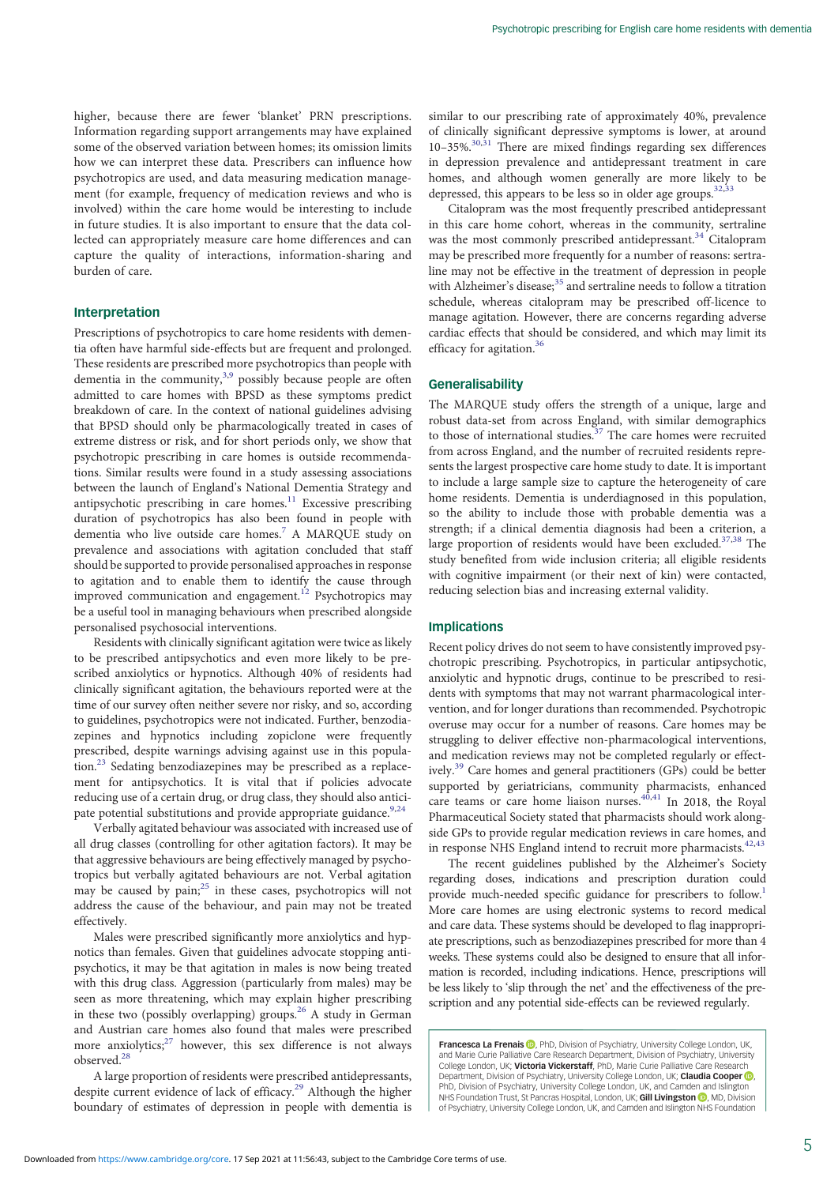higher, because there are fewer 'blanket' PRN prescriptions. Information regarding support arrangements may have explained some of the observed variation between homes; its omission limits how we can interpret these data. Prescribers can influence how psychotropics are used, and data measuring medication management (for example, frequency of medication reviews and who is involved) within the care home would be interesting to include in future studies. It is also important to ensure that the data collected can appropriately measure care home differences and can capture the quality of interactions, information-sharing and burden of care.

## Interpretation

Prescriptions of psychotropics to care home residents with dementia often have harmful side-effects but are frequent and prolonged. These residents are prescribed more psychotropics than people with dementia in the community,[3,9] possibly because people are often admitted to care homes with BPSD as these symptoms predict breakdown of care. In the context of national guidelines advising that BPSD should only be pharmacologically treated in cases of extreme distress or risk, and for short periods only, we show that psychotropic prescribing in care homes is outside recommendations. Similar results were found in a study assessing associations between the launch of England's National Dementia Strategy and antipsychotic prescribing in care homes.[11] Excessive prescribing duration of psychotropics has also been found in people with dementia who live outside care homes.[7] A MARQUE study on prevalence and associations with agitation concluded that staff should be supported to provide personalised approaches in response to agitation and to enable them to identify the cause through improved communication and engagement.[12] Psychotropics may be a useful tool in managing behaviours when prescribed alongside personalised psychosocial interventions.

Residents with clinically significant agitation were twice as likely to be prescribed antipsychotics and even more likely to be prescribed anxiolytics or hypnotics. Although 40% of residents had clinically significant agitation, the behaviours reported were at the time of our survey often neither severe nor risky, and so, according to guidelines, psychotropics were not indicated. Further, benzodiazepines and hypnotics including zopiclone were frequently prescribed, despite warnings advising against use in this population.[23] Sedating benzodiazepines may be prescribed as a replacement for antipsychotics. It is vital that if policies advocate reducing use of a certain drug, or drug class, they should also anticipate potential substitutions and provide appropriate guidance.[9,24]

Verbally agitated behaviour was associated with increased use of all drug classes (controlling for other agitation factors). It may be that aggressive behaviours are being effectively managed by psychotropics but verbally agitated behaviours are not. Verbal agitation may be caused by pain;[25] in these cases, psychotropics will not address the cause of the behaviour, and pain may not be treated effectively.

Males were prescribed significantly more anxiolytics and hypnotics than females. Given that guidelines advocate stopping antipsychotics, it may be that agitation in males is now being treated with this drug class. Aggression (particularly from males) may be seen as more threatening, which may explain higher prescribing in these two (possibly overlapping) groups.[26] A study in German and Austrian care homes also found that males were prescribed more anxiolytics;[27] however, this sex difference is not always observed.[28]

A large proportion of residents were prescribed antidepressants, despite current evidence of lack of efficacy.[29] Although the higher boundary of estimates of depression in people with dementia is similar to our prescribing rate of approximately 40%, prevalence of clinically significant depressive symptoms is lower, at around 10–35%.[30,31] There are mixed findings regarding sex differences in depression prevalence and antidepressant treatment in care homes, and although women generally are more likely to be depressed, this appears to be less so in older age groups.[32,33]

Citalopram was the most frequently prescribed antidepressant in this care home cohort, whereas in the community, sertraline was the most commonly prescribed antidepressant.[34] Citalopram may be prescribed more frequently for a number of reasons: sertraline may not be effective in the treatment of depression in people with Alzheimer's disease;[35] and sertraline needs to follow a titration schedule, whereas citalopram may be prescribed off-licence to manage agitation. However, there are concerns regarding adverse cardiac effects that should be considered, and which may limit its efficacy for agitation.[36]

## Generalisability

The MARQUE study offers the strength of a unique, large and robust data-set from across England, with similar demographics to those of international studies.[37] The care homes were recruited from across England, and the number of recruited residents represents the largest prospective care home study to date. It is important to include a large sample size to capture the heterogeneity of care home residents. Dementia is underdiagnosed in this population, so the ability to include those with probable dementia was a strength; if a clinical dementia diagnosis had been a criterion, a large proportion of residents would have been excluded.[37,38] The study benefited from wide inclusion criteria; all eligible residents with cognitive impairment (or their next of kin) were contacted, reducing selection bias and increasing external validity.

## Implications

Recent policy drives do not seem to have consistently improved psychotropic prescribing. Psychotropics, in particular antipsychotic, anxiolytic and hypnotic drugs, continue to be prescribed to residents with symptoms that may not warrant pharmacological intervention, and for longer durations than recommended. Psychotropic overuse may occur for a number of reasons. Care homes may be struggling to deliver effective non-pharmacological interventions, and medication reviews may not be completed regularly or effectively.[39] Care homes and general practitioners (GPs) could be better supported by geriatricians, community pharmacists, enhanced care teams or care home liaison nurses.[40,41] In 2018, the Royal Pharmaceutical Society stated that pharmacists should work alongside GPs to provide regular medication reviews in care homes, and in response NHS England intend to recruit more pharmacists.[42,43]

The recent guidelines published by the Alzheimer's Society regarding doses, indications and prescription duration could provide much-needed specific guidance for prescribers to follow.[1] More care homes are using electronic systems to record medical and care data. These systems should be developed to flag inappropriate prescriptions, such as benzodiazepines prescribed for more than 4 weeks. These systems could also be designed to ensure that all information is recorded, including indications. Hence, prescriptions will be less likely to 'slip through the net' and the effectiveness of the prescription and any potential side-effects can be reviewed regularly.

**Francesca La Frenais**, PhD, Division of Psychiatry, University College London, UK, and Marie Curie Palliative Care Research Department, Division of Psychiatry, University College London, UK; **Victoria Vickerstaff**, PhD, Marie Curie Palliative Care Research Department, Division of Psychiatry, University College London, UK; **Claudia Cooper**, PhD, Division of Psychiatry, University College London, UK, and Camden and Islington NHS Foundation Trust, St Pancras Hospital, London, UK; **Gill Livingston**, MD, Division of Psychiatry, University College London, UK, and Camden and Islington NHS Foundation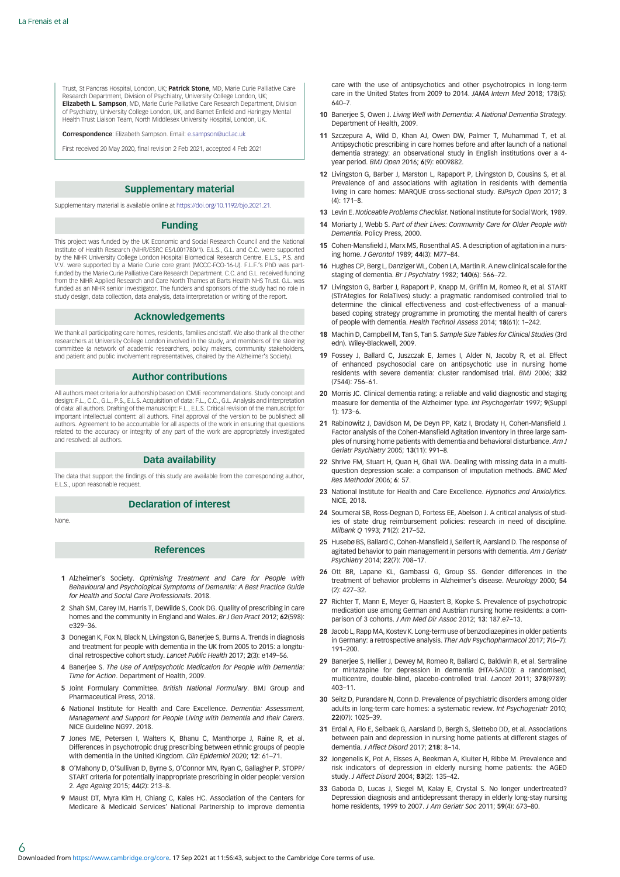Trust, St Pancras Hospital, London, UK; **Patrick Stone**, MD, Marie Curie Palliative Care Research Department, Division of Psychiatry, University College London, UK; **Elizabeth L. Sampson**, MD, Marie Curie Palliative Care Research Department, Division of Psychiatry, University College London, UK, and Barnet Enfield and Haringey Mental Health Trust Liaison Team, North Middlesex University Hospital, London, UK.

**Correspondence**: Elizabeth Sampson. Email: e.sampson@ucl.ac.uk

First received 20 May 2020, final revision 2 Feb 2021, accepted 4 Feb 2021

## Supplementary material

Supplementary material is available online at https://doi.org/10.1192/bjo.2021.21.

## Funding

This project was funded by the UK Economic and Social Research Council and the National Institute of Health Research (NIHR/ESRC ES/L001780/1). E.L.S., G.L. and C.C. were supported by the NIHR University College London Hospital Biomedical Research Centre. E.L.S., P.S. and V.V. were supported by a Marie Curie core grant (MCCC-FCO-16-U). F.L.F.'s PhD was part-funded by the Marie Curie Palliative Care Research Department. C.C. and G.L. received funding from the NIHR Applied Research and Care North Thames at Barts Health NHS Trust. G.L. was funded as an NIHR senior investigator. The funders and sponsors of the study had no role in study design, data collection, data analysis, data interpretation or writing of the report.

## Acknowledgements

We thank all participating care homes, residents, families and staff. We also thank all the other researchers at University College London involved in the study, and members of the steering committee (a network of academic researchers, policy makers, community stakeholders, and patient and public involvement representatives, chaired by the Alzheimer's Society).

## Author contributions

All authors meet criteria for authorship based on ICMJE recommendations. Study concept and design: F.L., C.C., G.L., P.S., E.L.S. Acquisition of data: F.L., C.C., G.L. Analysis and interpretation of data: all authors. Drafting of the manuscript: F.L., E.L.S. Critical revision of the manuscript for important intellectual content: all authors. Final approval of the version to be published: all authors. Agreement to be accountable for all aspects of the work in ensuring that questions related to the accuracy or integrity of any part of the work are appropriately investigated and resolved: all authors.

## Data availability

The data that support the findings of this study are available from the corresponding author, E.L.S., upon reasonable request.

## Declaration of interest

None.

## References

1. Alzheimer's Society. *Optimising Treatment and Care for People with Behavioural and Psychological Symptoms of Dementia: A Best Practice Guide for Health and Social Care Professionals*. 2018.
2. Shah SM, Carey IM, Harris T, DeWilde S, Cook DG. Quality of prescribing in care homes and the community in England and Wales. *Br J Gen Pract* 2012; **62**(598): e329–36.
3. Donegan K, Fox N, Black N, Livingston G, Banerjee S, Burns A. Trends in diagnosis and treatment for people with dementia in the UK from 2005 to 2015: a longitudinal retrospective cohort study. *Lancet Public Health* 2017; **2**(3): e149–56.
4. Banerjee S. *The Use of Antipsychotic Medication for People with Dementia: Time for Action*. Department of Health, 2009.
5. Joint Formulary Committee. *British National Formulary*. BMJ Group and Pharmaceutical Press, 2018.
6. National Institute for Health and Care Excellence. *Dementia: Assessment, Management and Support for People Living with Dementia and their Carers*. NICE Guideline NG97. 2018.
7. Jones ME, Petersen I, Walters K, Bhanu C, Manthorpe J, Raine R, et al. Differences in psychotropic drug prescribing between ethnic groups of people with dementia in the United Kingdom. *Clin Epidemiol* 2020; **12**: 61–71.
8. O'Mahony D, O'Sullivan D, Byrne S, O'Connor MN, Ryan C, Gallagher P. STOPP/START criteria for potentially inappropriate prescribing in older people: version 2. *Age Ageing* 2015; **44**(2): 213–8.
9. Maust DT, Myra Kim H, Chiang C, Kales HC. Association of the Centers for Medicare & Medicaid Services' National Partnership to improve dementia care with the use of antipsychotics and other psychotropics in long-term care in the United States from 2009 to 2014. *JAMA Intern Med* 2018; 178(5): 640–7.
10. Banerjee S, Owen J. *Living Well with Dementia: A National Dementia Strategy*. Department of Health, 2009.
11. Szczepura A, Wild D, Khan AJ, Owen DW, Palmer T, Muhammad T, et al. Antipsychotic prescribing in care homes before and after launch of a national dementia strategy: an observational study in English institutions over a 4-year period. *BMJ Open* 2016; **6**(9): e009882.
12. Livingston G, Barber J, Marston L, Rapaport P, Livingston D, Cousins S, et al. Prevalence of and associations with agitation in residents with dementia living in care homes: MARQUE cross-sectional study. *BJPsych Open* 2017; **3** (4): 171–8.
13. Levin E. *Noticeable Problems Checklist*. National Institute for Social Work, 1989.
14. Moriarty J, Webb S. *Part of their Lives: Community Care for Older People with Dementia*. Policy Press, 2000.
15. Cohen-Mansfield J, Marx MS, Rosenthal AS. A description of agitation in a nursing home. *J Gerontol* 1989; **44**(3): M77–84.
16. Hughes CP, Berg L, Danziger WL, Coben LA, Martin R. A new clinical scale for the staging of dementia. *Br J Psychiatry* 1982; **140**(6): 566–72.
17. Livingston G, Barber J, Rapaport P, Knapp M, Griffin M, Romeo R, et al. START (STrAtegies for RelaTives) study: a pragmatic randomised controlled trial to determine the clinical effectiveness and cost-effectiveness of a manual-based coping strategy programme in promoting the mental health of carers of people with dementia. *Health Technol Assess* 2014; **18**(61): 1–242.
18. Machin D, Campbell M, Tan S, Tan S. *Sample Size Tables for Clinical Studies* (3rd edn). Wiley-Blackwell, 2009.
19. Fossey J, Ballard C, Juszczak E, James I, Alder N, Jacoby R, et al. Effect of enhanced psychosocial care on antipsychotic use in nursing home residents with severe dementia: cluster randomised trial. *BMJ* 2006; **332** (7544): 756–61.
20. Morris JC. Clinical dementia rating: a reliable and valid diagnostic and staging measure for dementia of the Alzheimer type. *Int Psychogeriatr* 1997; **9**(Suppl 1): 173–6.
21. Rabinowitz J, Davidson M, De Deyn PP, Katz I, Brodaty H, Cohen-Mansfield J. Factor analysis of the Cohen-Mansfield Agitation Inventory in three large samples of nursing home patients with dementia and behavioral disturbance. *Am J Geriatr Psychiatry* 2005; **13**(11): 991–8.
22. Shrive FM, Stuart H, Quan H, Ghali WA. Dealing with missing data in a multi-question depression scale: a comparison of imputation methods. *BMC Med Res Methodol* 2006; **6**: 57.
23. National Institute for Health and Care Excellence. *Hypnotics and Anxiolytics*. NICE, 2018.
24. Soumerai SB, Ross-Degnan D, Fortess EE, Abelson J. A critical analysis of studies of state drug reimbursement policies: research in need of discipline. *Milbank Q* 1993; **71**(2): 217–52.
25. Husebø BS, Ballard C, Cohen-Mansfield J, Seifert R, Aarsland D. The response of agitated behavior to pain management in persons with dementia. *Am J Geriatr Psychiatry* 2014; **22**(7): 708–17.
26. Ott BR, Lapane KL, Gambassi G, Group SS. Gender differences in the treatment of behavior problems in Alzheimer's disease. *Neurology* 2000; **54** (2): 427–32.
27. Richter T, Mann E, Meyer G, Haastert B, Kopke S. Prevalence of psychotropic medication use among German and Austrian nursing home residents: a comparison of 3 cohorts. *J Am Med Dir Assoc* 2012; **13**: 187.e7–13.
28. Jacob L, Rapp MA, Kostev K. Long-term use of benzodiazepines in older patients in Germany: a retrospective analysis. *Ther Adv Psychopharmacol* 2017; **7**(6–7): 191–200.
29. Banerjee S, Hellier J, Dewey M, Romeo R, Ballard C, Baldwin R, et al. Sertraline or mirtazapine for depression in dementia (HTA-SADD): a randomised, multicentre, double-blind, placebo-controlled trial. *Lancet* 2011; **378**(9789): 403–11.
30. Seitz D, Purandare N, Conn D. Prevalence of psychiatric disorders among older adults in long-term care homes: a systematic review. *Int Psychogeriatr* 2010; **22**(07): 1025–39.
31. Erdal A, Flo E, Selbaek G, Aarsland D, Bergh S, Slettebo DD, et al. Associations between pain and depression in nursing home patients at different stages of dementia. *J Affect Disord* 2017; **218**: 8–14.
32. Jongenelis K, Pot A, Eisses A, Beekman A, Kluiter H, Ribbe M. Prevalence and risk indicators of depression in elderly nursing home patients: the AGED study. *J Affect Disord* 2004; **83**(2): 135–42.
33. Gaboda D, Lucas J, Siegel M, Kalay E, Crystal S. No longer undertreated? Depression diagnosis and antidepressant therapy in elderly long-stay nursing home residents, 1999 to 2007. *J Am Geriatr Soc* 2011; **59**(4): 673–80.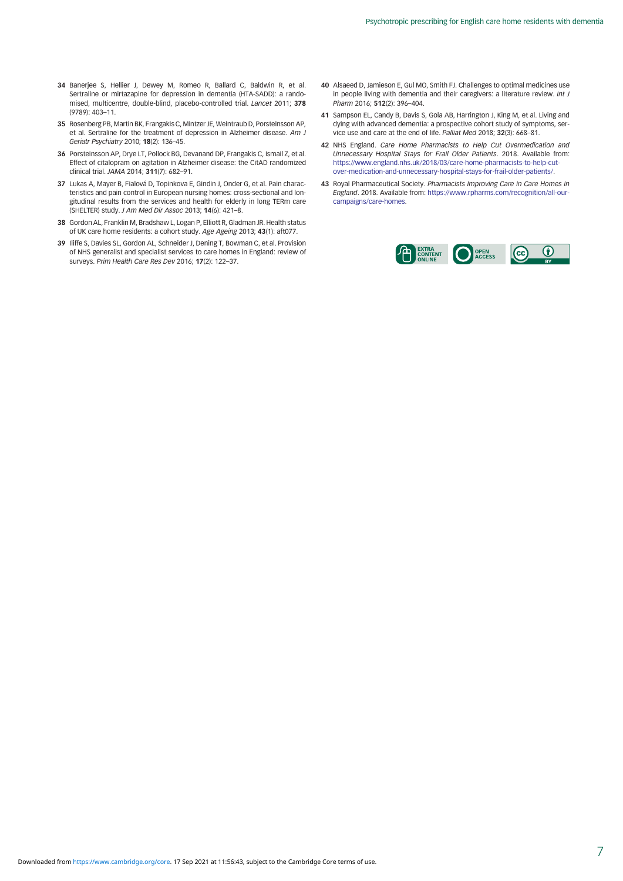34 Banerjee S, Hellier J, Dewey M, Romeo R, Ballard C, Baldwin R, et al. Sertraline or mirtazapine for depression in dementia (HTA-SADD): a randomised, multicentre, double-blind, placebo-controlled trial. *Lancet* 2011; **378** (9789): 403–11.

35 Rosenberg PB, Martin BK, Frangakis C, Mintzer JE, Weintraub D, Porsteinsson AP, et al. Sertraline for the treatment of depression in Alzheimer disease. *Am J Geriatr Psychiatry* 2010; **18**(2): 136–45.

36 Porsteinsson AP, Drye LT, Pollock BG, Devanand DP, Frangakis C, Ismail Z, et al. Effect of citalopram on agitation in Alzheimer disease: the CitAD randomized clinical trial. *JAMA* 2014; **311**(7): 682–91.

37 Lukas A, Mayer B, Fialová D, Topinkova E, Gindin J, Onder G, et al. Pain characteristics and pain control in European nursing homes: cross-sectional and longitudinal results from the services and health for elderly in long TERm care (SHELTER) study. *J Am Med Dir Assoc* 2013; **14**(6): 421–8.

38 Gordon AL, Franklin M, Bradshaw L, Logan P, Elliott R, Gladman JR. Health status of UK care home residents: a cohort study. *Age Ageing* 2013; **43**(1): aft077.

39 Iliffe S, Davies SL, Gordon AL, Schneider J, Dening T, Bowman C, et al. Provision of NHS generalist and specialist services to care homes in England: review of surveys. *Prim Health Care Res Dev* 2016; **17**(2): 122–37.

40 Alsaeed D, Jamieson E, Gul MO, Smith FJ. Challenges to optimal medicines use in people living with dementia and their caregivers: a literature review. *Int J Pharm* 2016; **512**(2): 396–404.

41 Sampson EL, Candy B, Davis S, Gola AB, Harrington J, King M, et al. Living and dying with advanced dementia: a prospective cohort study of symptoms, service use and care at the end of life. *Palliat Med* 2018; **32**(3): 668–81.

42 NHS England. *Care Home Pharmacists to Help Cut Overmedication and Unnecessary Hospital Stays for Frail Older Patients*. 2018. Available from: https://www.england.nhs.uk/2018/03/care-home-pharmacists-to-help-cut-over-medication-and-unnecessary-hospital-stays-for-frail-older-patients/.

43 Royal Pharmaceutical Society. *Pharmacists Improving Care in Care Homes in England*. 2018. Available from: https://www.rpharms.com/recognition/all-our-campaigns/care-homes.